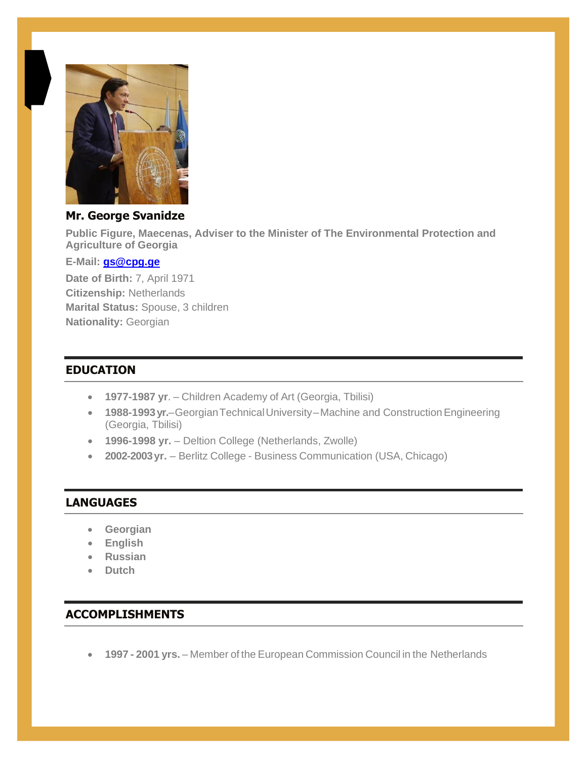**Mr. George Svanidze**

**Public Figure, Maecenas, Adviser to the Minister of The Environmental Protection and Agriculture of Georgia**

**E-Mail:** gs@cpg.ge

**Date of Birth:** 7, April 1971

**Citizenship:** Netherlands

**Marital Status:** Spouse, 3 children

**Nationality:** Georgian

## EDUCATION

- **1977-1987 yr**. – Children Academy of Art (Georgia, Tbilisi)
- **1988-1993 yr.**–Georgian Technical University–Machine and Construction Engineering (Georgia, Tbilisi)
- **1996-1998 yr.** – Deltion College (Netherlands, Zwolle)
- **2002-2003 yr.** – Berlitz College - Business Communication (USA, Chicago)

## LANGUAGES

- **Georgian**
- **English**
- **Russian**
- **Dutch**

## ACCOMPLISHMENTS

- **1997 - 2001 yrs.** – Member of the European Commission Council in the Netherlands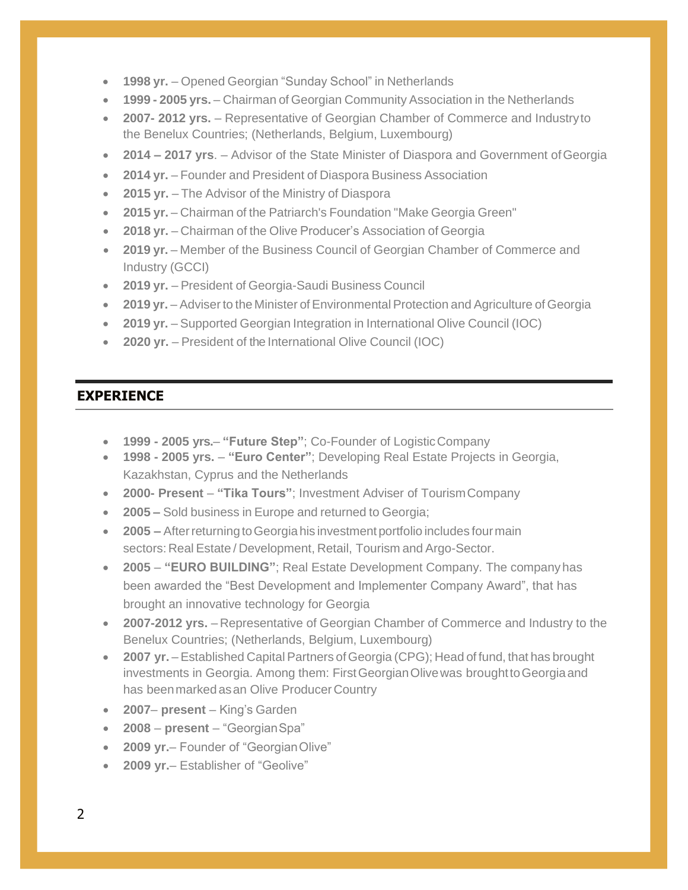- **1998 yr.** – Opened Georgian "Sunday School" in Netherlands
- **1999 - 2005 yrs.** – Chairman of Georgian Community Association in the Netherlands
- **2007- 2012 yrs.** – Representative of Georgian Chamber of Commerce and Industry to the Benelux Countries; (Netherlands, Belgium, Luxembourg)
- **2014 – 2017 yrs**. – Advisor of the State Minister of Diaspora and Government of Georgia
- **2014 yr.** – Founder and President of Diaspora Business Association
- **2015 yr.** – The Advisor of the Ministry of Diaspora
- **2015 yr.** – Chairman of the Patriarch's Foundation "Make Georgia Green"
- **2018 yr.** – Chairman of the Olive Producer's Association of Georgia
- **2019 yr.** – Member of the Business Council of Georgian Chamber of Commerce and Industry (GCCI)
- **2019 yr.** – President of Georgia-Saudi Business Council
- **2019 yr.** – Adviser to the Minister of Environmental Protection and Agriculture of Georgia
- **2019 yr.** – Supported Georgian Integration in International Olive Council (IOC)
- **2020 yr.** – President of the International Olive Council (IOC)

## EXPERIENCE

- **1999 - 2005 yrs.**– **"Future Step"**; Co-Founder of Logistic Company
- **1998 - 2005 yrs.** – **"Euro Center"**; Developing Real Estate Projects in Georgia, Kazakhstan, Cyprus and the Netherlands
- **2000- Present** – **"Tika Tours"**; Investment Adviser of Tourism Company
- **2005 –** Sold business in Europe and returned to Georgia;
- **2005 –** After returning to Georgia his investment portfolio includes four main sectors: Real Estate / Development, Retail, Tourism and Argo-Sector.
- **2005** – **"EURO BUILDING"**; Real Estate Development Company. The company has been awarded the "Best Development and Implementer Company Award", that has brought an innovative technology for Georgia
- **2007-2012 yrs.** – Representative of Georgian Chamber of Commerce and Industry to the Benelux Countries; (Netherlands, Belgium, Luxembourg)
- **2007 yr.** – Established Capital Partners of Georgia (CPG); Head of fund, that has brought investments in Georgia. Among them: First Georgian Olive was brought to Georgia and has been marked as an Olive Producer Country
- **2007– present** – King's Garden
- **2008** – **present** – "Georgian Spa"
- **2009 yr.**– Founder of "Georgian Olive"
- **2009 yr.**– Establisher of "Geolive"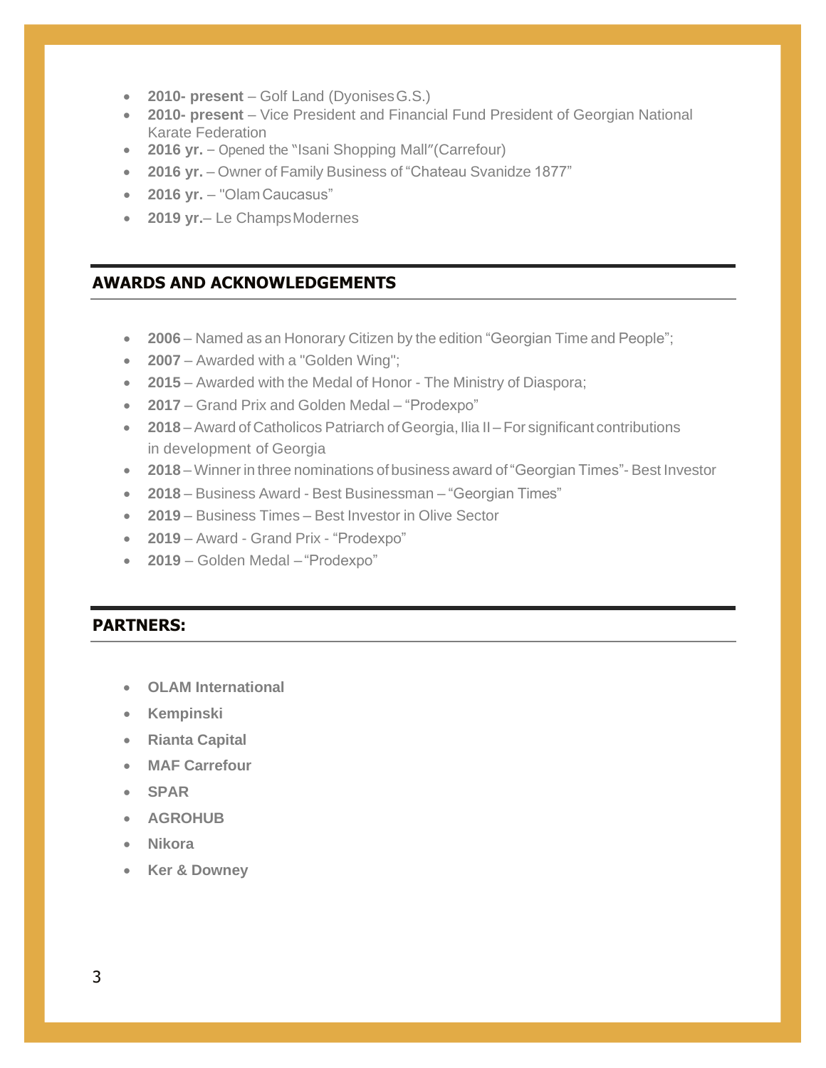- **2010- present** – Golf Land (Dyonises G.S.)
- **2010- present** – Vice President and Financial Fund President of Georgian National Karate Federation
- **2016 yr.** – Opened the "Isani Shopping Mall"(Carrefour)
- **2016 yr.** – Owner of Family Business of "Chateau Svanidze 1877"
- **2016 yr.** – "Olam Caucasus"
- **2019 yr.**– Le Champs Modernes

## AWARDS AND ACKNOWLEDGEMENTS

- **2006** – Named as an Honorary Citizen by the edition "Georgian Time and People";
- **2007** – Awarded with a "Golden Wing";
- **2015** – Awarded with the Medal of Honor - The Ministry of Diaspora;
- **2017** – Grand Prix and Golden Medal – "Prodexpo"
- **2018** – Award of Catholicos Patriarch of Georgia, Ilia II – For significant contributions in development of Georgia
- **2018** – Winner in three nominations of business award of "Georgian Times"- Best Investor
- **2018** – Business Award - Best Businessman – "Georgian Times"
- **2019** – Business Times – Best Investor in Olive Sector
- **2019** – Award - Grand Prix - "Prodexpo"
- **2019** – Golden Medal – "Prodexpo"

## PARTNERS:

- **OLAM International**
- **Kempinski**
- **Rianta Capital**
- **MAF Carrefour**
- **SPAR**
- **AGROHUB**
- **Nikora**
- **Ker & Downey**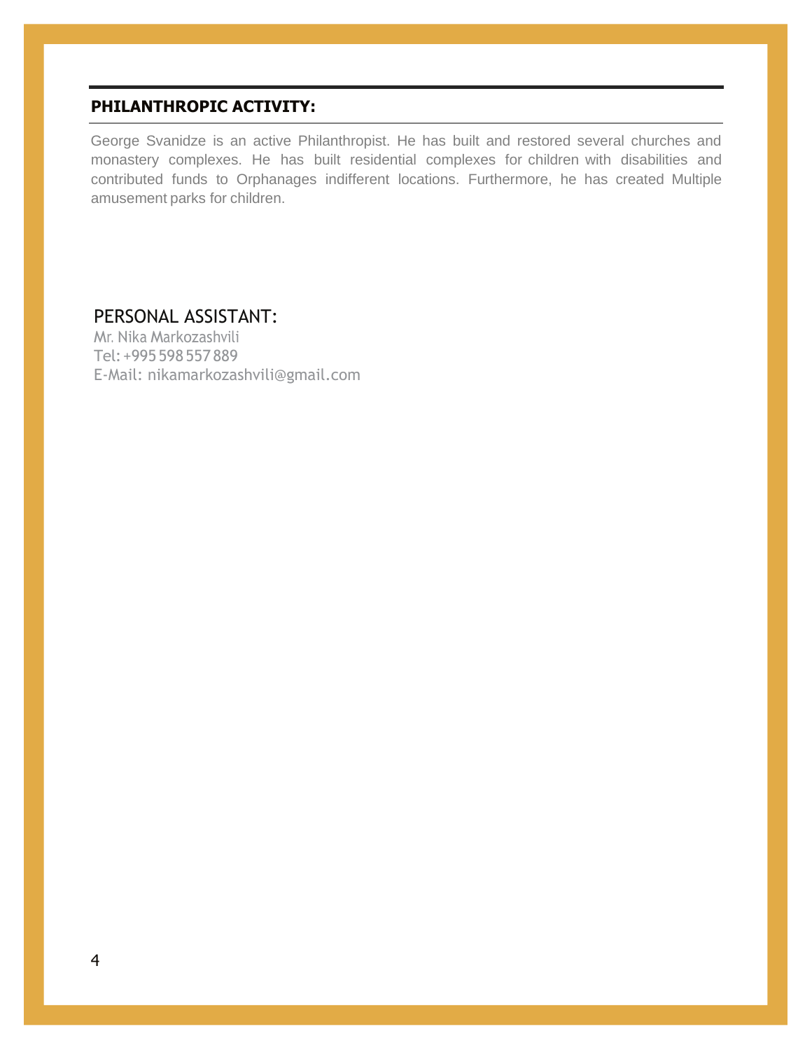## PHILANTHROPIC ACTIVITY:

George Svanidze is an active Philanthropist. He has built and restored several churches and monastery complexes. He has built residential complexes for children with disabilities and contributed funds to Orphanages indifferent locations. Furthermore, he has created Multiple amusement parks for children.

## PERSONAL ASSISTANT:

Mr. Nika Markozashvili
Tel: +995 598 557 889
E-Mail: nikamarkozashvili@gmail.com